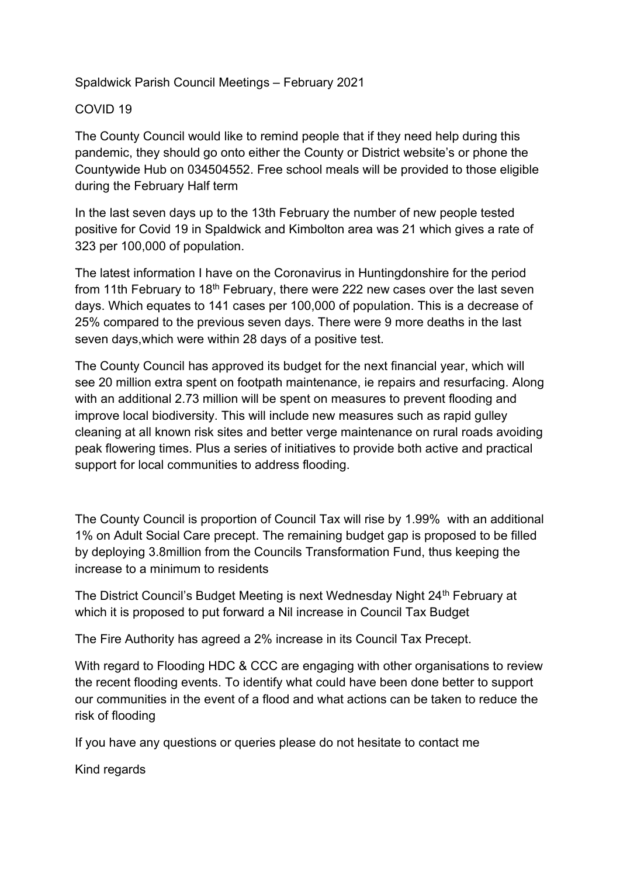Spaldwick Parish Council Meetings – February 2021

COVID 19

The County Council would like to remind people that if they need help during this pandemic, they should go onto either the County or District website's or phone the Countywide Hub on 034504552. Free school meals will be provided to those eligible during the February Half term

In the last seven days up to the 13th February the number of new people tested positive for Covid 19 in Spaldwick and Kimbolton area was 21 which gives a rate of 323 per 100,000 of population.

The latest information I have on the Coronavirus in Huntingdonshire for the period from 11th February to 18th February, there were 222 new cases over the last seven days. Which equates to 141 cases per 100,000 of population. This is a decrease of 25% compared to the previous seven days. There were 9 more deaths in the last seven days,which were within 28 days of a positive test.

The County Council has approved its budget for the next financial year, which will see 20 million extra spent on footpath maintenance, ie repairs and resurfacing. Along with an additional 2.73 million will be spent on measures to prevent flooding and improve local biodiversity. This will include new measures such as rapid gulley cleaning at all known risk sites and better verge maintenance on rural roads avoiding peak flowering times. Plus a series of initiatives to provide both active and practical support for local communities to address flooding.

The County Council is proportion of Council Tax will rise by 1.99% with an additional 1% on Adult Social Care precept. The remaining budget gap is proposed to be filled by deploying 3.8million from the Councils Transformation Fund, thus keeping the increase to a minimum to residents

The District Council's Budget Meeting is next Wednesday Night 24th February at which it is proposed to put forward a Nil increase in Council Tax Budget

The Fire Authority has agreed a 2% increase in its Council Tax Precept.

With regard to Flooding HDC & CCC are engaging with other organisations to review the recent flooding events. To identify what could have been done better to support our communities in the event of a flood and what actions can be taken to reduce the risk of flooding

If you have any questions or queries please do not hesitate to contact me

Kind regards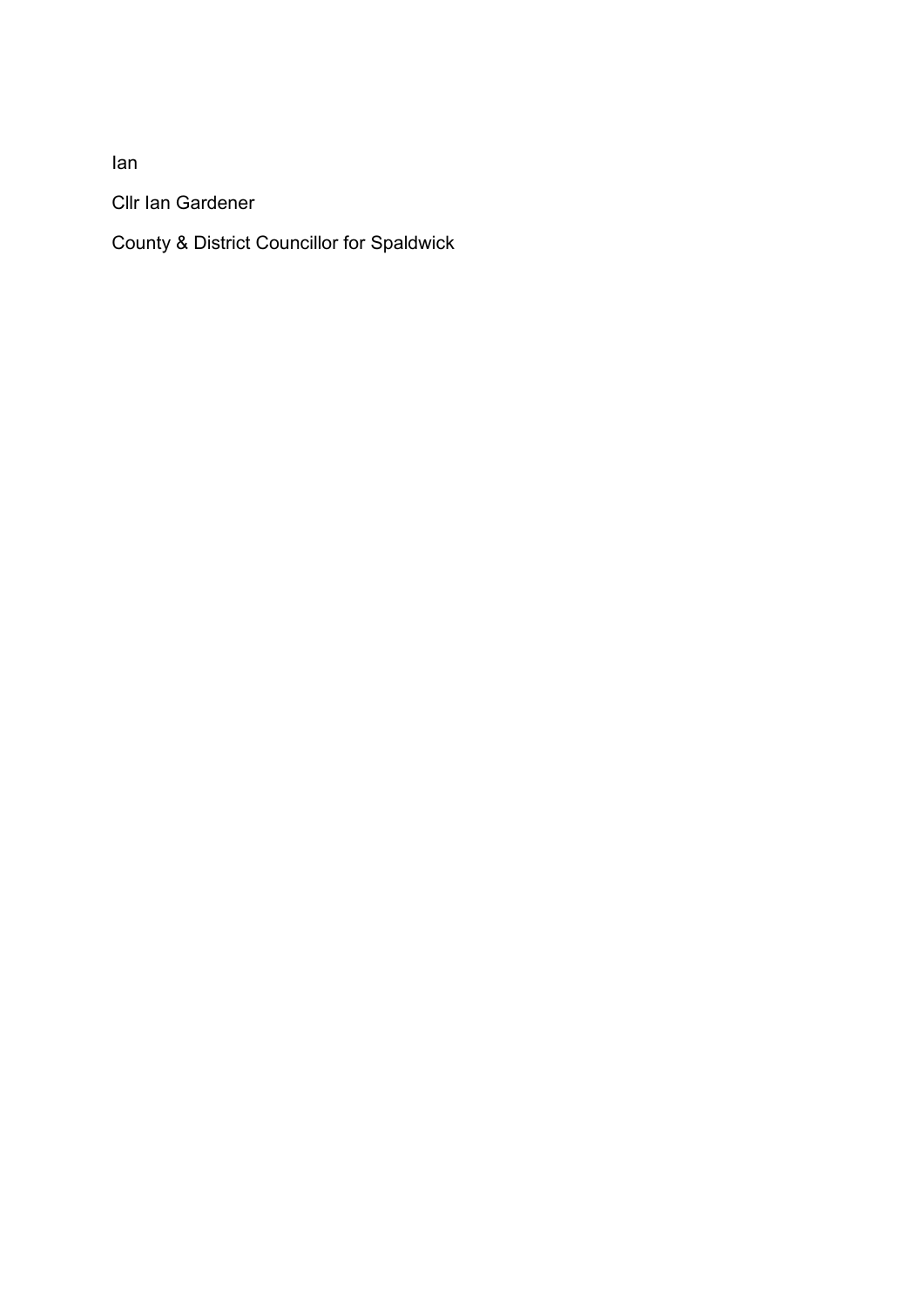Ian

Cllr Ian Gardener

County & District Councillor for Spaldwick